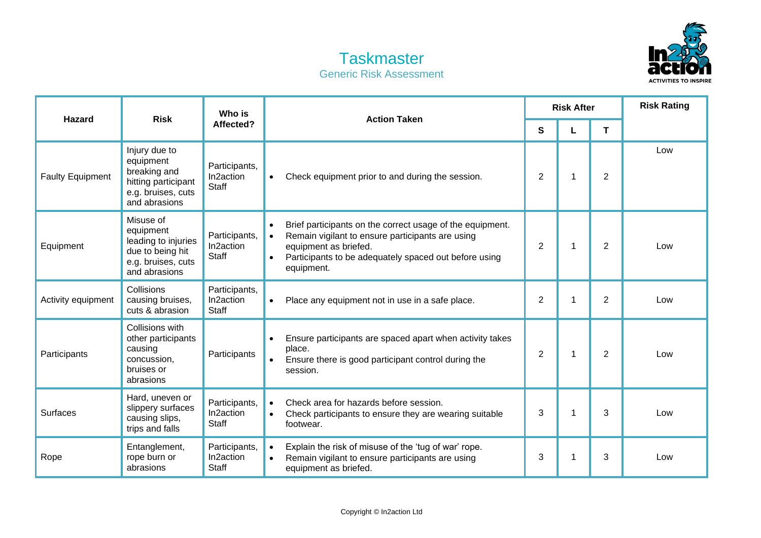# Taskmaster

## Generic Risk Assessment

| Hazard | Risk | Who is Affected? | Action Taken | Risk After | | | Risk Rating |
|---|---|---|---|---|---|---|---|
| | | | | S | L | T | |
| Faulty Equipment | Injury due to equipment breaking and hitting participant e.g. bruises, cuts and abrasions | Participants, In2action Staff | • Check equipment prior to and during the session. | 2 | 1 | 2 | Low |
| Equipment | Misuse of equipment leading to injuries due to being hit e.g. bruises, cuts and abrasions | Participants, In2action Staff | • Brief participants on the correct usage of the equipment.<br>• Remain vigilant to ensure participants are using equipment as briefed.<br>• Participants to be adequately spaced out before using equipment. | 2 | 1 | 2 | Low |
| Activity equipment | Collisions causing bruises, cuts & abrasion | Participants, In2action Staff | • Place any equipment not in use in a safe place. | 2 | 1 | 2 | Low |
| Participants | Collisions with other participants causing concussion, bruises or abrasions | Participants | • Ensure participants are spaced apart when activity takes place.<br>• Ensure there is good participant control during the session. | 2 | 1 | 2 | Low |
| Surfaces | Hard, uneven or slippery surfaces causing slips, trips and falls | Participants, In2action Staff | • Check area for hazards before session.<br>• Check participants to ensure they are wearing suitable footwear. | 3 | 1 | 3 | Low |
| Rope | Entanglement, rope burn or abrasions | Participants, In2action Staff | • Explain the risk of misuse of the 'tug of war' rope.<br>• Remain vigilant to ensure participants are using equipment as briefed. | 3 | 1 | 3 | Low |

Copyright © In2action Ltd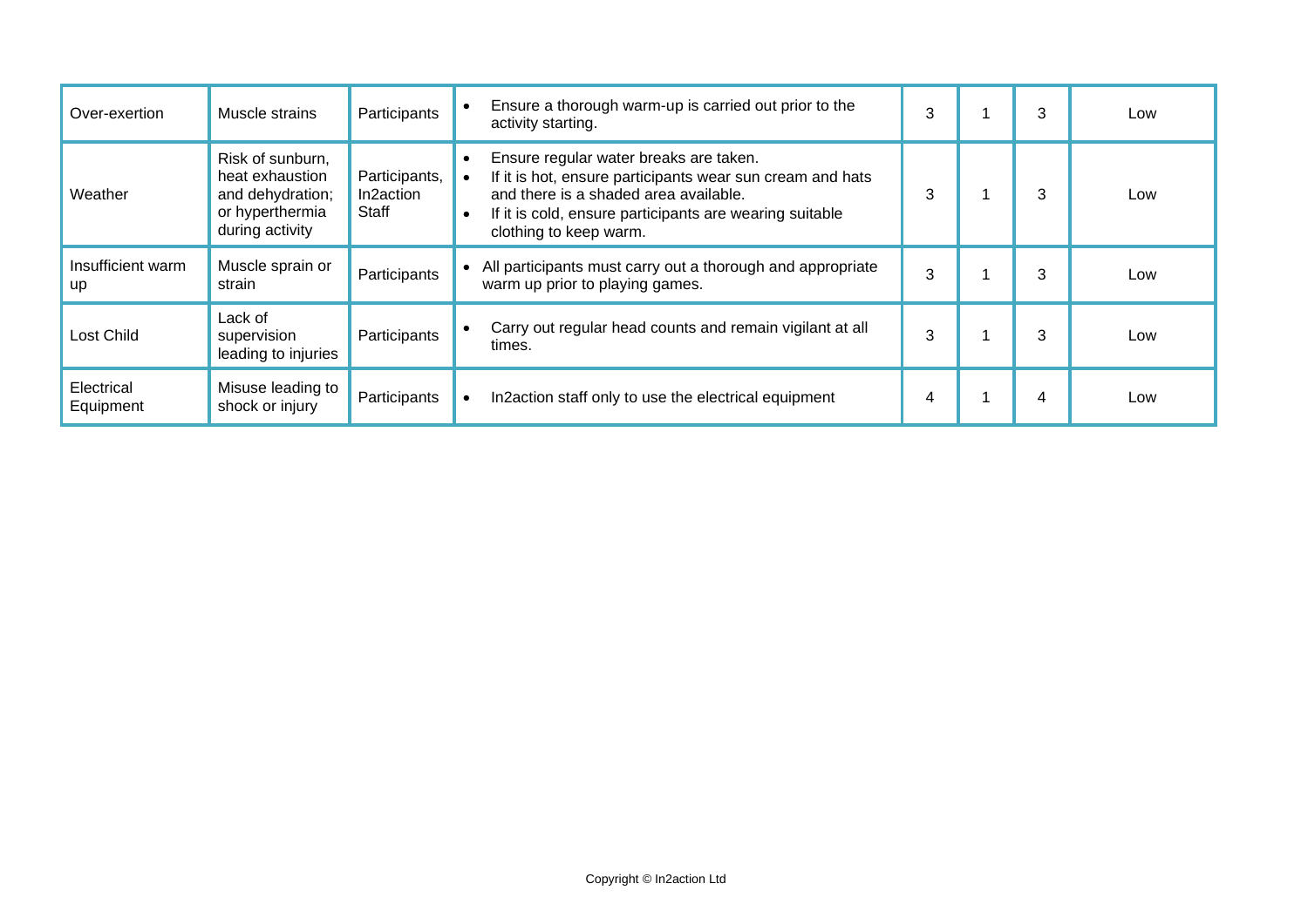| | | | | | | | |
|---|---|---|---|---|---|---|---|
| Over-exertion | Muscle strains | Participants | • Ensure a thorough warm-up is carried out prior to the activity starting. | 3 | 1 | 3 | Low |
| Weather | Risk of sunburn, heat exhaustion and dehydration; or hyperthermia during activity | Participants, In2action Staff | • Ensure regular water breaks are taken.<br>• If it is hot, ensure participants wear sun cream and hats and there is a shaded area available.<br>• If it is cold, ensure participants are wearing suitable clothing to keep warm. | 3 | 1 | 3 | Low |
| Insufficient warm up | Muscle sprain or strain | Participants | • All participants must carry out a thorough and appropriate warm up prior to playing games. | 3 | 1 | 3 | Low |
| Lost Child | Lack of supervision leading to injuries | Participants | • Carry out regular head counts and remain vigilant at all times. | 3 | 1 | 3 | Low |
| Electrical Equipment | Misuse leading to shock or injury | Participants | • In2action staff only to use the electrical equipment | 4 | 1 | 4 | Low |

Copyright © In2action Ltd